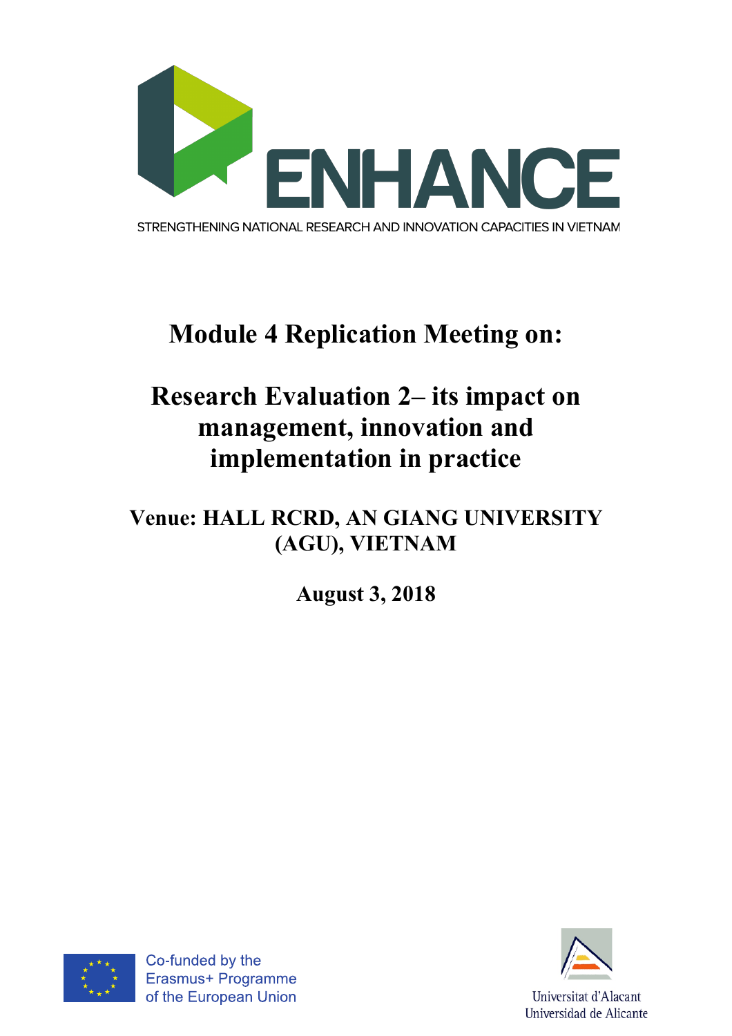ENHANCE

STRENGTHENING NATIONAL RESEARCH AND INNOVATION CAPACITIES IN VIETNAM

# Module 4 Replication Meeting on:

# Research Evaluation 2– its impact on management, innovation and implementation in practice

## Venue: HALL RCRD, AN GIANG UNIVERSITY (AGU), VIETNAM

## August 3, 2018

Co-funded by the Erasmus+ Programme of the European Union

Universitat d'Alacant
Universidad de Alicante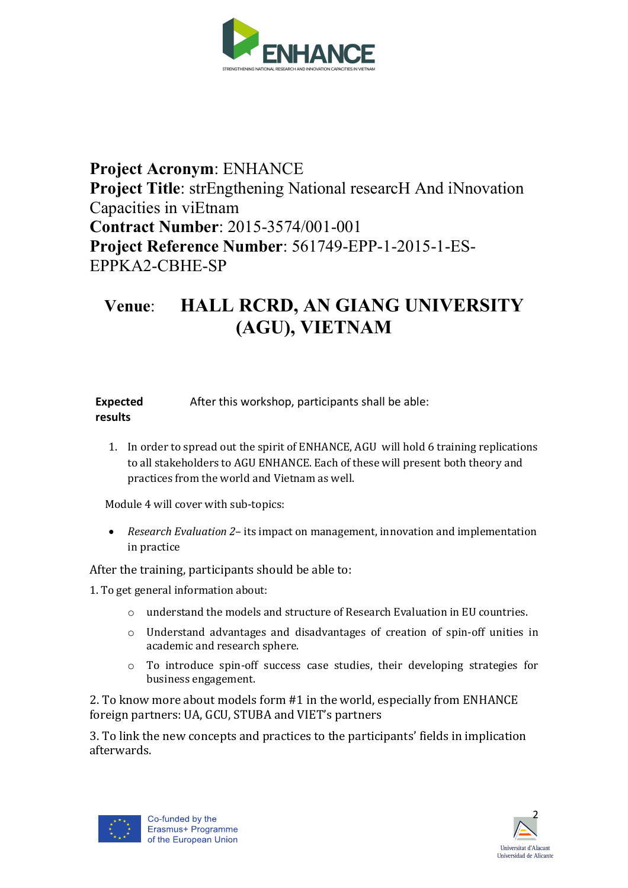**Project Acronym**: ENHANCE
**Project Title**: strEngthening National researcH And iNnovation Capacities in viEtnam
**Contract Number**: 2015-3574/001-001
**Project Reference Number**: 561749-EPP-1-2015-1-ES-EPPKA2-CBHE-SP

**Venue**: **HALL RCRD, AN GIANG UNIVERSITY (AGU), VIETNAM**

**Expected results** After this workshop, participants shall be able:

1. In order to spread out the spirit of ENHANCE, AGU will hold 6 training replications to all stakeholders to AGU ENHANCE. Each of these will present both theory and practices from the world and Vietnam as well.

Module 4 will cover with sub-topics:

- *Research Evaluation 2*– its impact on management, innovation and implementation in practice

After the training, participants should be able to:

1. To get general information about:
   - understand the models and structure of Research Evaluation in EU countries.
   - Understand advantages and disadvantages of creation of spin-off unities in academic and research sphere.
   - To introduce spin-off success case studies, their developing strategies for business engagement.

2. To know more about models form #1 in the world, especially from ENHANCE foreign partners: UA, GCU, STUBA and VIET's partners

3. To link the new concepts and practices to the participants' fields in implication afterwards.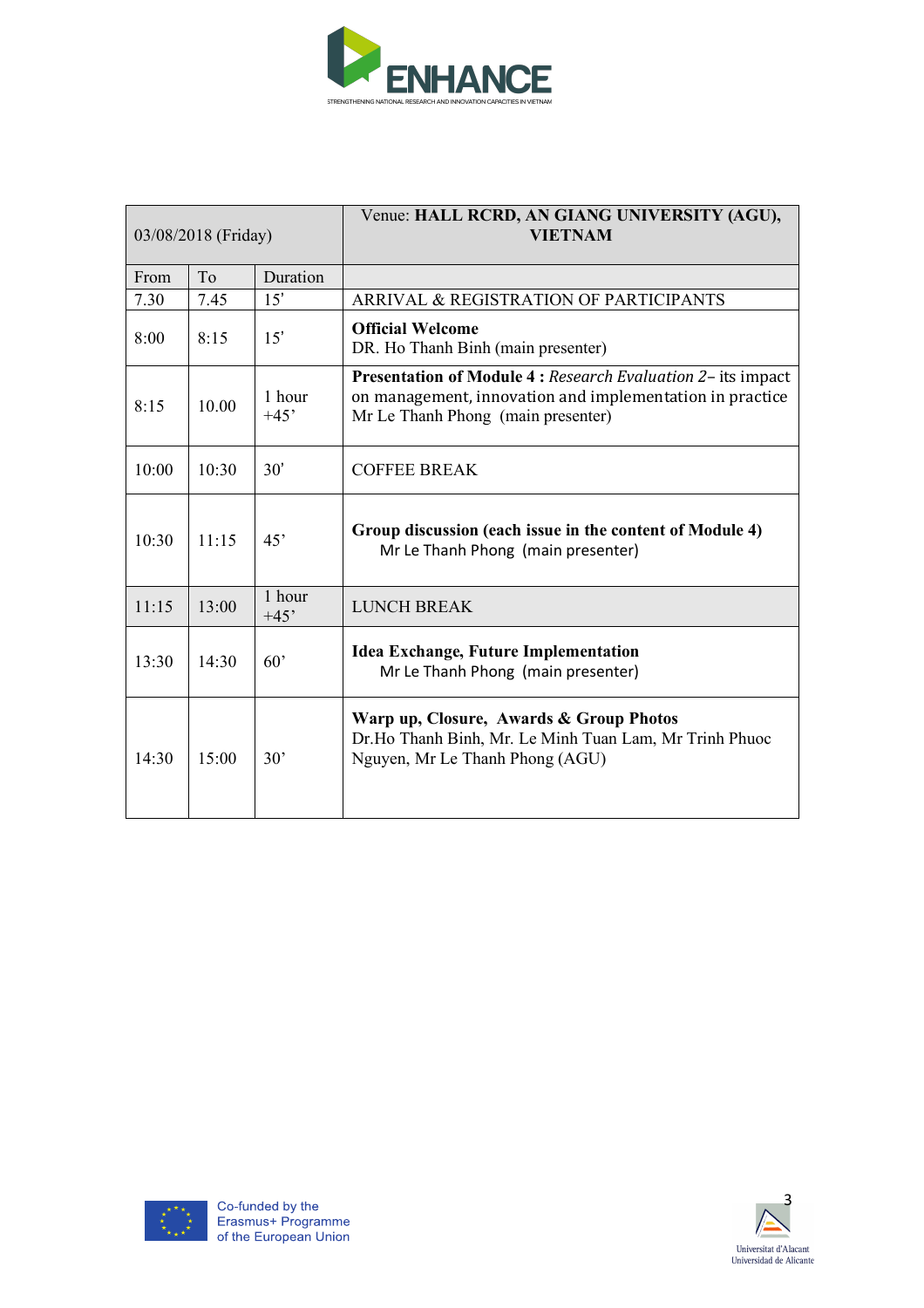| 03/08/2018 (Friday) | | | Venue: **HALL RCRD, AN GIANG UNIVERSITY (AGU), VIETNAM** |
|---|---|---|---|
| From | To | Duration | |
| 7.30 | 7.45 | 15' | ARRIVAL & REGISTRATION OF PARTICIPANTS |
| 8:00 | 8:15 | 15' | **Official Welcome**<br>DR. Ho Thanh Binh (main presenter) |
| 8:15 | 10.00 | 1 hour +45' | **Presentation of Module 4 :** *Research Evaluation 2*– its impact on management, innovation and implementation in practice<br>Mr Le Thanh Phong (main presenter) |
| 10:00 | 10:30 | 30' | COFFEE BREAK |
| 10:30 | 11:15 | 45' | **Group discussion (each issue in the content of Module 4)**<br>Mr Le Thanh Phong (main presenter) |
| 11:15 | 13:00 | 1 hour +45' | LUNCH BREAK |
| 13:30 | 14:30 | 60' | **Idea Exchange, Future Implementation**<br>Mr Le Thanh Phong (main presenter) |
| 14:30 | 15:00 | 30' | **Warp up, Closure, Awards & Group Photos**<br>Dr.Ho Thanh Binh, Mr. Le Minh Tuan Lam, Mr Trinh Phuoc Nguyen, Mr Le Thanh Phong (AGU) |